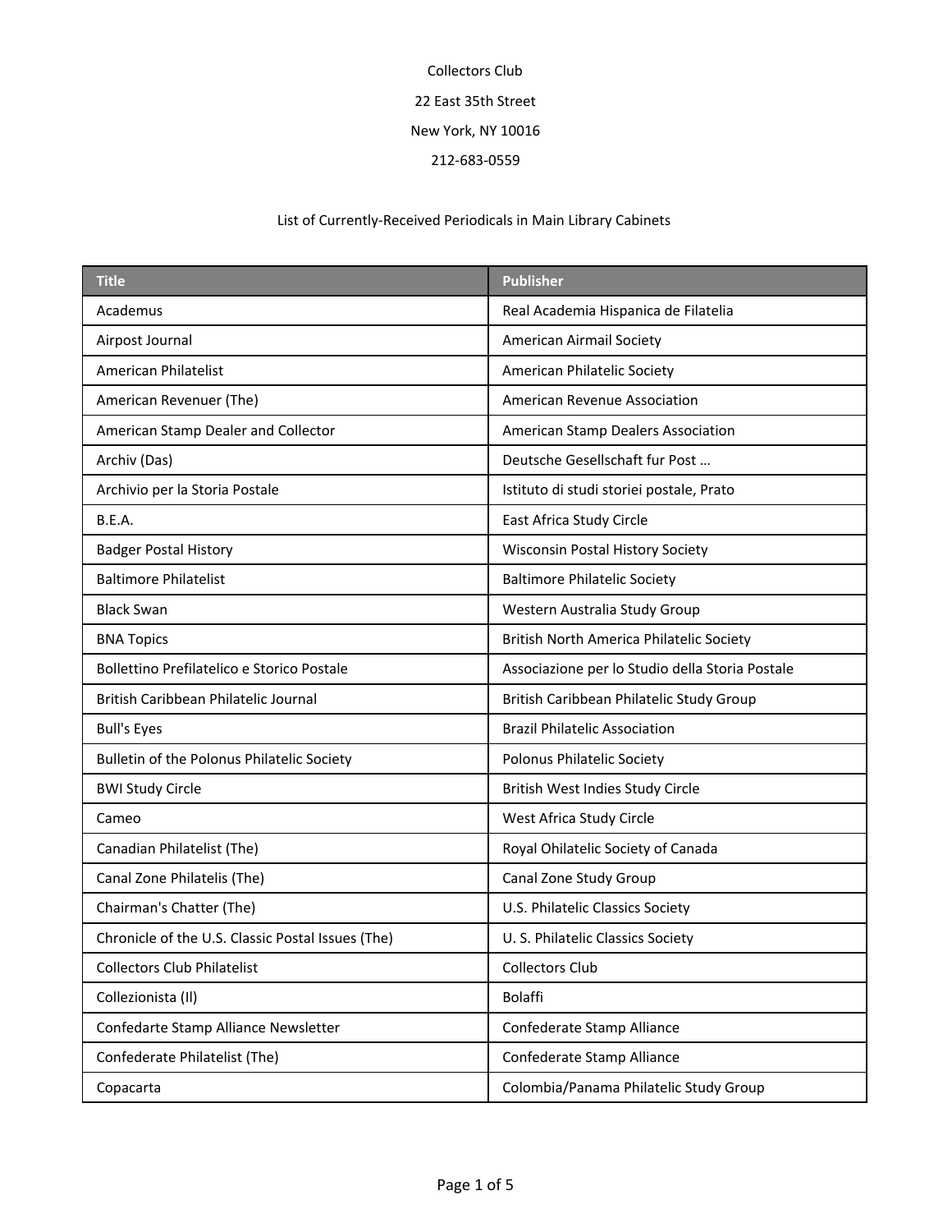Collectors Club

22 East 35th Street

New York, NY 10016

212-683-0559

List of Currently-Received Periodicals in Main Library Cabinets

| Title | Publisher |
|---|---|
| Academus | Real Academia Hispanica de Filatelia |
| Airpost Journal | American Airmail Society |
| American Philatelist | American Philatelic Society |
| American Revenuer (The) | American Revenue Association |
| American Stamp Dealer and Collector | American Stamp Dealers Association |
| Archiv (Das) | Deutsche Gesellschaft fur Post … |
| Archivio per la Storia Postale | Istituto di studi storiei postale, Prato |
| B.E.A. | East Africa Study Circle |
| Badger Postal History | Wisconsin Postal History Society |
| Baltimore Philatelist | Baltimore Philatelic Society |
| Black Swan | Western Australia Study Group |
| BNA Topics | British North America Philatelic Society |
| Bollettino Prefilatelico e Storico Postale | Associazione per lo Studio della Storia Postale |
| British Caribbean Philatelic Journal | British Caribbean Philatelic Study Group |
| Bull's Eyes | Brazil Philatelic Association |
| Bulletin of the Polonus Philatelic Society | Polonus Philatelic Society |
| BWI Study Circle | British West Indies Study Circle |
| Cameo | West Africa Study Circle |
| Canadian Philatelist (The) | Royal Ohilatelic Society of Canada |
| Canal Zone Philatelis (The) | Canal Zone Study Group |
| Chairman's Chatter (The) | U.S. Philatelic Classics Society |
| Chronicle of the U.S. Classic Postal Issues (The) | U. S. Philatelic Classics Society |
| Collectors Club Philatelist | Collectors Club |
| Collezionista (Il) | Bolaffi |
| Confedarte Stamp Alliance Newsletter | Confederate Stamp Alliance |
| Confederate Philatelist (The) | Confederate Stamp Alliance |
| Copacarta | Colombia/Panama Philatelic Study Group |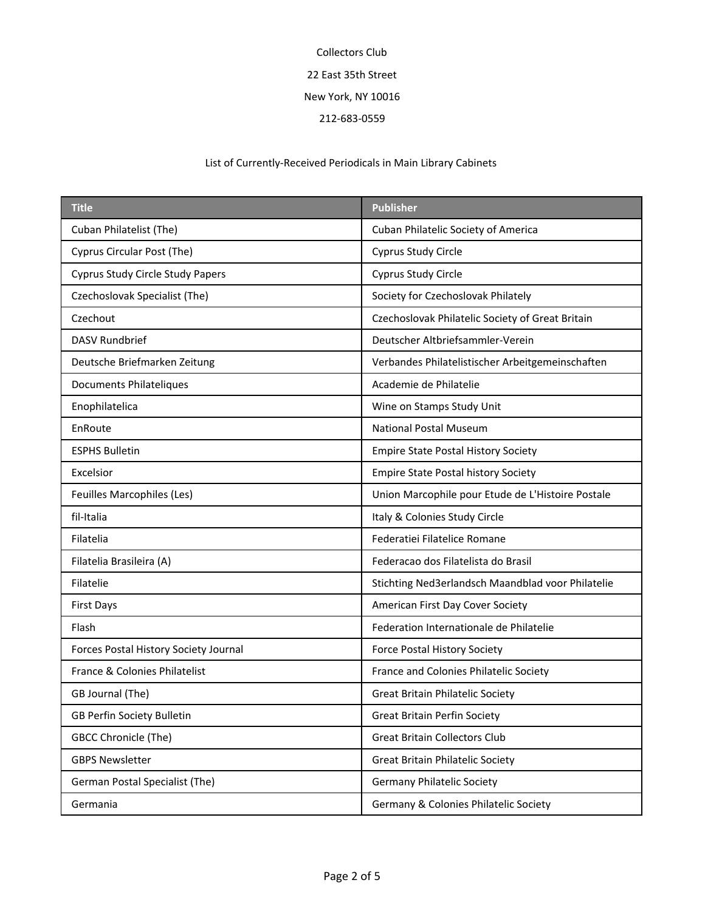Collectors Club

22 East 35th Street

New York, NY 10016

212-683-0559

List of Currently-Received Periodicals in Main Library Cabinets

| Title | Publisher |
|---|---|
| Cuban Philatelist (The) | Cuban Philatelic Society of America |
| Cyprus Circular Post (The) | Cyprus Study Circle |
| Cyprus Study Circle Study Papers | Cyprus Study Circle |
| Czechoslovak Specialist (The) | Society for Czechoslovak Philately |
| Czechout | Czechoslovak Philatelic Society of Great Britain |
| DASV Rundbrief | Deutscher Altbriefsammler-Verein |
| Deutsche Briefmarken Zeitung | Verbandes Philatelistischer Arbeitgemeinschaften |
| Documents Philateliques | Academie de Philatelie |
| Enophilatelica | Wine on Stamps Study Unit |
| EnRoute | National Postal Museum |
| ESPHS Bulletin | Empire State Postal History Society |
| Excelsior | Empire State Postal history Society |
| Feuilles Marcophiles (Les) | Union Marcophile pour Etude de L'Histoire Postale |
| fil-Italia | Italy & Colonies Study Circle |
| Filatelia | Federatiei Filatelice Romane |
| Filatelia Brasileira (A) | Federacao dos Filatelista do Brasil |
| Filatelie | Stichting Ned3erlandsch Maandblad voor Philatelie |
| First Days | American First Day Cover Society |
| Flash | Federation Internationale de Philatelie |
| Forces Postal History Society Journal | Force Postal History Society |
| France & Colonies Philatelist | France and Colonies Philatelic Society |
| GB Journal (The) | Great Britain Philatelic Society |
| GB Perfin Society Bulletin | Great Britain Perfin Society |
| GBCC Chronicle (The) | Great Britain Collectors Club |
| GBPS Newsletter | Great Britain Philatelic Society |
| German Postal Specialist (The) | Germany Philatelic Society |
| Germania | Germany & Colonies Philatelic Society |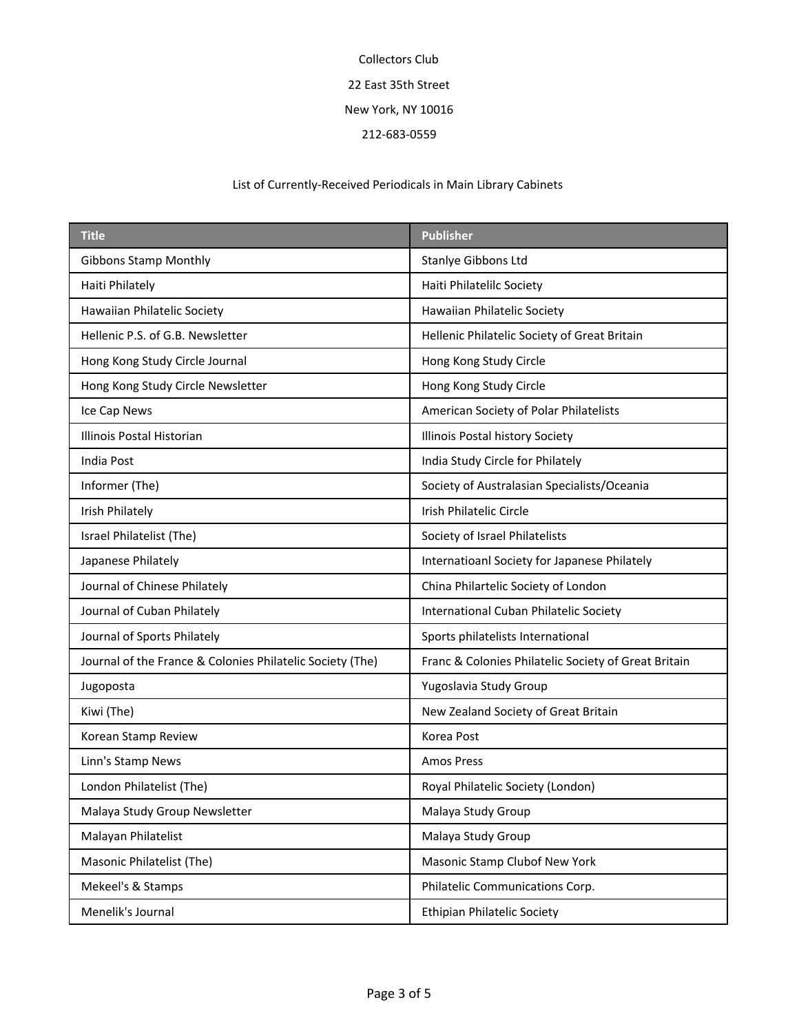Collectors Club

22 East 35th Street

New York, NY 10016

212-683-0559

List of Currently-Received Periodicals in Main Library Cabinets

| Title | Publisher |
| --- | --- |
| Gibbons Stamp Monthly | Stanlye Gibbons Ltd |
| Haiti Philately | Haiti Philatelilc Society |
| Hawaiian Philatelic Society | Hawaiian Philatelic Society |
| Hellenic P.S. of G.B. Newsletter | Hellenic Philatelic Society of Great Britain |
| Hong Kong Study Circle Journal | Hong Kong Study Circle |
| Hong Kong Study Circle Newsletter | Hong Kong Study Circle |
| Ice Cap News | American Society of Polar Philatelists |
| Illinois Postal Historian | Illinois Postal history Society |
| India Post | India Study Circle for Philately |
| Informer (The) | Society of Australasian Specialists/Oceania |
| Irish Philately | Irish Philatelic Circle |
| Israel Philatelist (The) | Society of Israel Philatelists |
| Japanese Philately | Internatioanl Society for Japanese Philately |
| Journal of Chinese Philately | China Philartelic Society of London |
| Journal of Cuban Philately | International Cuban Philatelic Society |
| Journal of Sports Philately | Sports philatelists International |
| Journal of the France & Colonies Philatelic Society (The) | Franc & Colonies Philatelic Society of Great Britain |
| Jugoposta | Yugoslavia Study Group |
| Kiwi (The) | New Zealand Society of Great Britain |
| Korean Stamp Review | Korea Post |
| Linn's Stamp News | Amos Press |
| London Philatelist (The) | Royal Philatelic Society (London) |
| Malaya Study Group Newsletter | Malaya Study Group |
| Malayan Philatelist | Malaya Study Group |
| Masonic Philatelist (The) | Masonic Stamp Clubof New York |
| Mekeel's & Stamps | Philatelic Communications Corp. |
| Menelik's Journal | Ethipian Philatelic Society |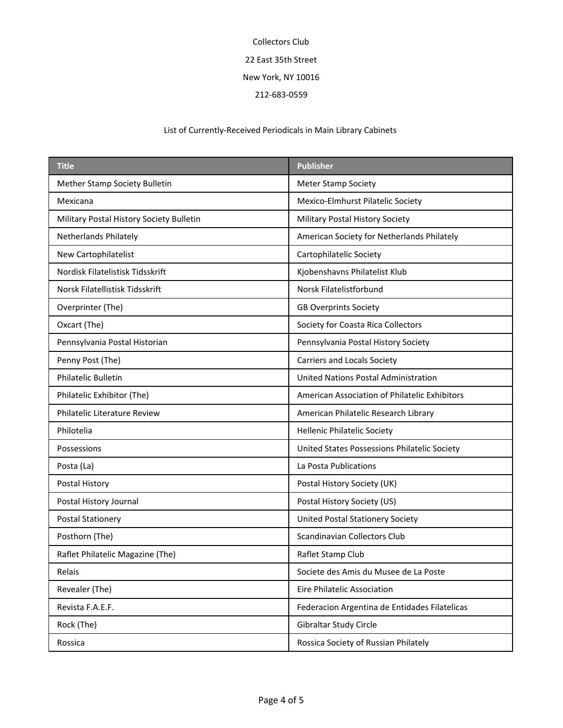Collectors Club

22 East 35th Street

New York, NY 10016

212-683-0559

List of Currently-Received Periodicals in Main Library Cabinets

| Title | Publisher |
|---|---|
| Mether Stamp Society Bulletin | Meter Stamp Society |
| Mexicana | Mexico-Elmhurst Pilatelic Society |
| Military Postal History Society Bulletin | Military Postal History Society |
| Netherlands Philately | American Society for Netherlands Philately |
| New Cartophilatelist | Cartophilatelic Society |
| Nordisk Filatelistisk Tidsskrift | Kjobenshavns Philatelist Klub |
| Norsk Filatellistisk Tidsskrift | Norsk Filatelistforbund |
| Overprinter (The) | GB Overprints Society |
| Oxcart (The) | Society for Coasta Rica Collectors |
| Pennsylvania Postal Historian | Pennsylvania Postal History Society |
| Penny Post (The) | Carriers and Locals Society |
| Philatelic Bulletin | United Nations Postal Administration |
| Philatelic Exhibitor (The) | American Association of Philatelic Exhibitors |
| Philatelic Literature Review | American Philatelic Research Library |
| Philotelia | Hellenic Philatelic Society |
| Possessions | United States Possessions Philatelic Society |
| Posta (La) | La Posta Publications |
| Postal History | Postal History Society (UK) |
| Postal History Journal | Postal History Society (US) |
| Postal Stationery | United Postal Stationery Society |
| Posthorn (The) | Scandinavian Collectors Club |
| Raflet Philatelic Magazine (The) | Raflet Stamp Club |
| Relais | Societe des Amis du Musee de La Poste |
| Revealer (The) | Eire Philatelic Association |
| Revista F.A.E.F. | Federacion Argentina de Entidades Filatelicas |
| Rock (The) | Gibraltar Study Circle |
| Rossica | Rossica Society of Russian Philately |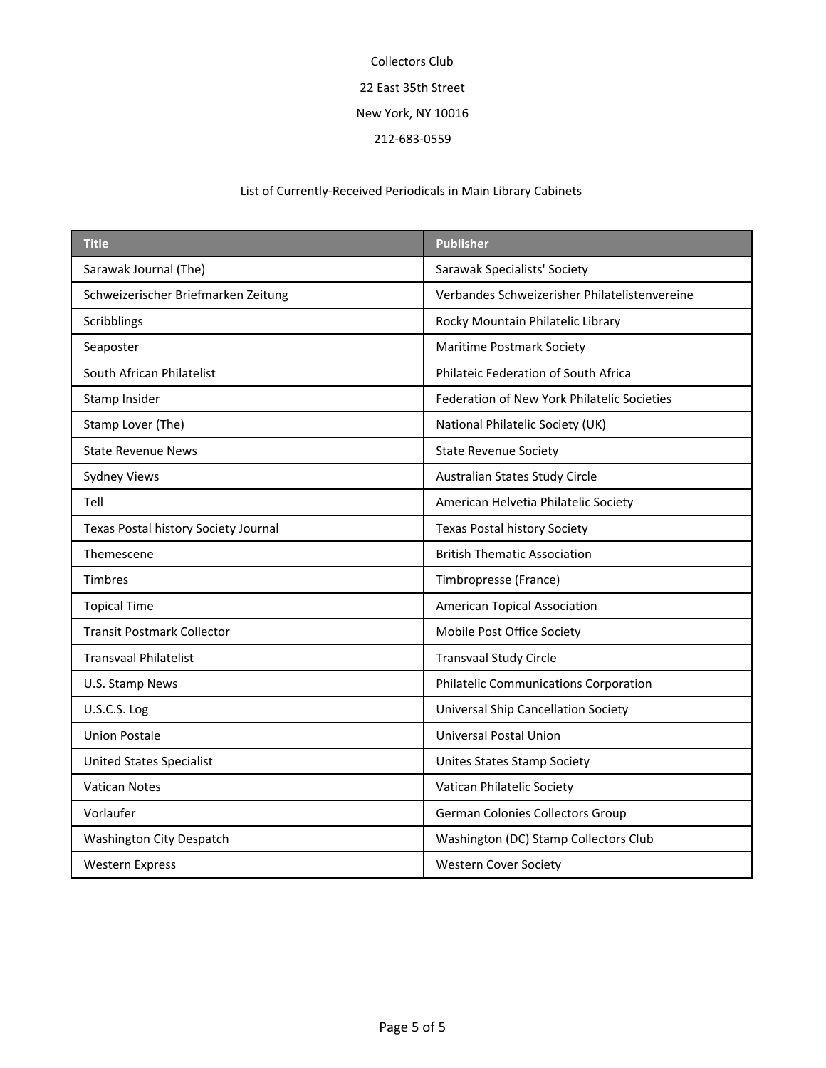Collectors Club

22 East 35th Street

New York, NY 10016

212-683-0559

List of Currently-Received Periodicals in Main Library Cabinets

| Title | Publisher |
|---|---|
| Sarawak Journal (The) | Sarawak Specialists' Society |
| Schweizerischer Briefmarken Zeitung | Verbandes Schweizerisher Philatelistenvereine |
| Scribblings | Rocky Mountain Philatelic Library |
| Seaposter | Maritime Postmark Society |
| South African Philatelist | Philateic Federation of South Africa |
| Stamp Insider | Federation of New York Philatelic Societies |
| Stamp Lover (The) | National Philatelic Society (UK) |
| State Revenue News | State Revenue Society |
| Sydney Views | Australian States Study Circle |
| Tell | American Helvetia Philatelic Society |
| Texas Postal history Society Journal | Texas Postal history Society |
| Themescene | British Thematic Association |
| Timbres | Timbropresse (France) |
| Topical Time | American Topical Association |
| Transit Postmark Collector | Mobile Post Office Society |
| Transvaal Philatelist | Transvaal Study Circle |
| U.S. Stamp News | Philatelic Communications Corporation |
| U.S.C.S. Log | Universal Ship Cancellation Society |
| Union Postale | Universal Postal Union |
| United States Specialist | Unites States Stamp Society |
| Vatican Notes | Vatican Philatelic Society |
| Vorlaufer | German Colonies Collectors Group |
| Washington City Despatch | Washington (DC) Stamp Collectors Club |
| Western Express | Western Cover Society |